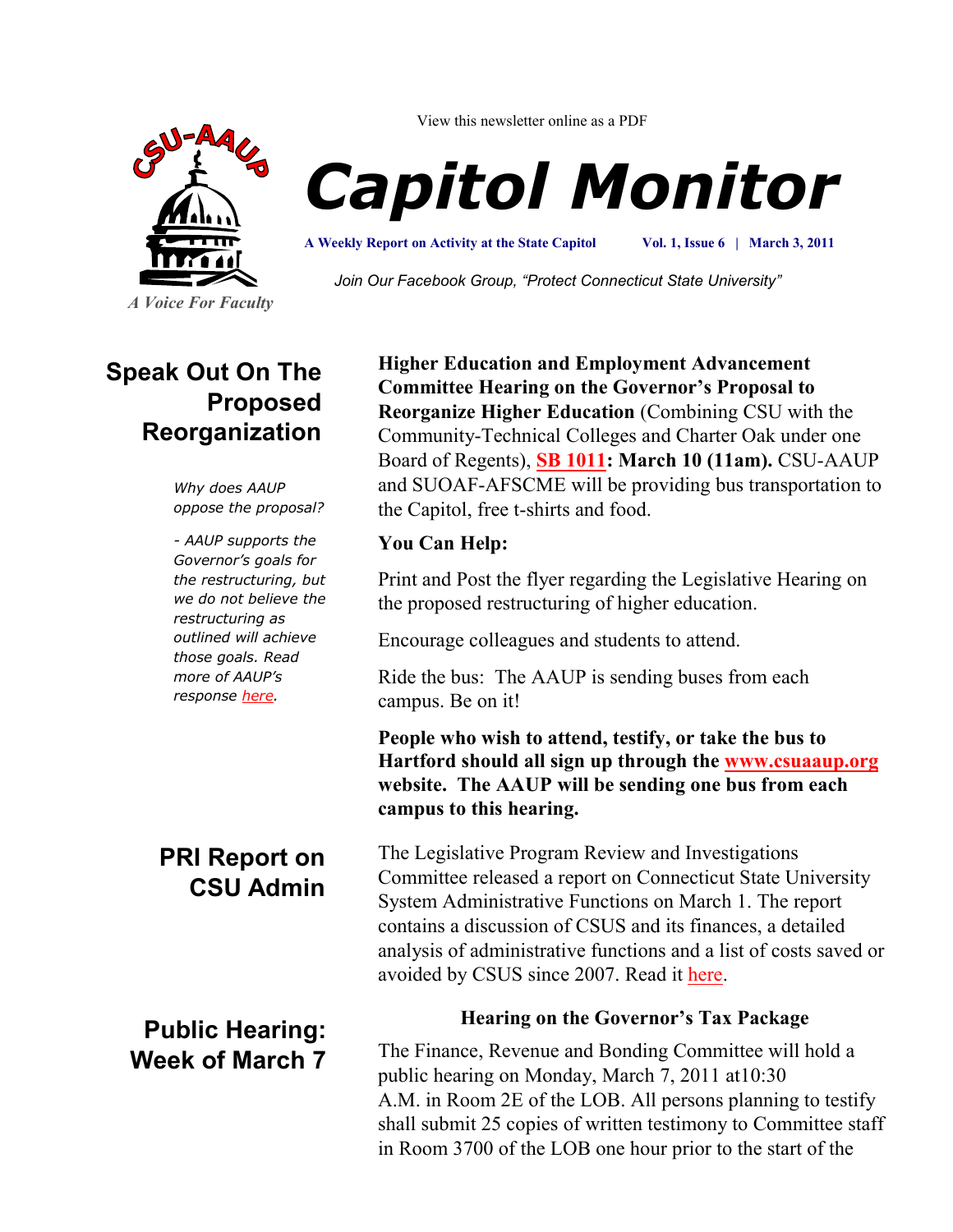View this newsletter online as a PDF

CSU-AAUP

*A Voice For Faculty*

# Capitol Monitor

**A Weekly Report on Activity at the State Capitol** **Vol. 1, Issue 6 | March 3, 2011**

*Join Our Facebook Group, "Protect Connecticut State University"*

## Speak Out On The Proposed Reorganization

*Why does AAUP oppose the proposal?*

*- AAUP supports the Governor's goals for the restructuring, but we do not believe the restructuring as outlined will achieve those goals. Read more of AAUP's response here.*

**Higher Education and Employment Advancement Committee Hearing on the Governor's Proposal to Reorganize Higher Education** (Combining CSU with the Community-Technical Colleges and Charter Oak under one Board of Regents), **SB 1011: March 10 (11am).** CSU-AAUP and SUOAF-AFSCME will be providing bus transportation to the Capitol, free t-shirts and food.

**You Can Help:**

Print and Post the flyer regarding the Legislative Hearing on the proposed restructuring of higher education.

Encourage colleagues and students to attend.

Ride the bus: The AAUP is sending buses from each campus. Be on it!

**People who wish to attend, testify, or take the bus to Hartford should all sign up through the www.csuaaup.org website. The AAUP will be sending one bus from each campus to this hearing.**

## PRI Report on CSU Admin

The Legislative Program Review and Investigations Committee released a report on Connecticut State University System Administrative Functions on March 1. The report contains a discussion of CSUS and its finances, a detailed analysis of administrative functions and a list of costs saved or avoided by CSUS since 2007. Read it here.

## Public Hearing: Week of March 7

**Hearing on the Governor's Tax Package**

The Finance, Revenue and Bonding Committee will hold a public hearing on Monday, March 7, 2011 at10:30 A.M. in Room 2E of the LOB. All persons planning to testify shall submit 25 copies of written testimony to Committee staff in Room 3700 of the LOB one hour prior to the start of the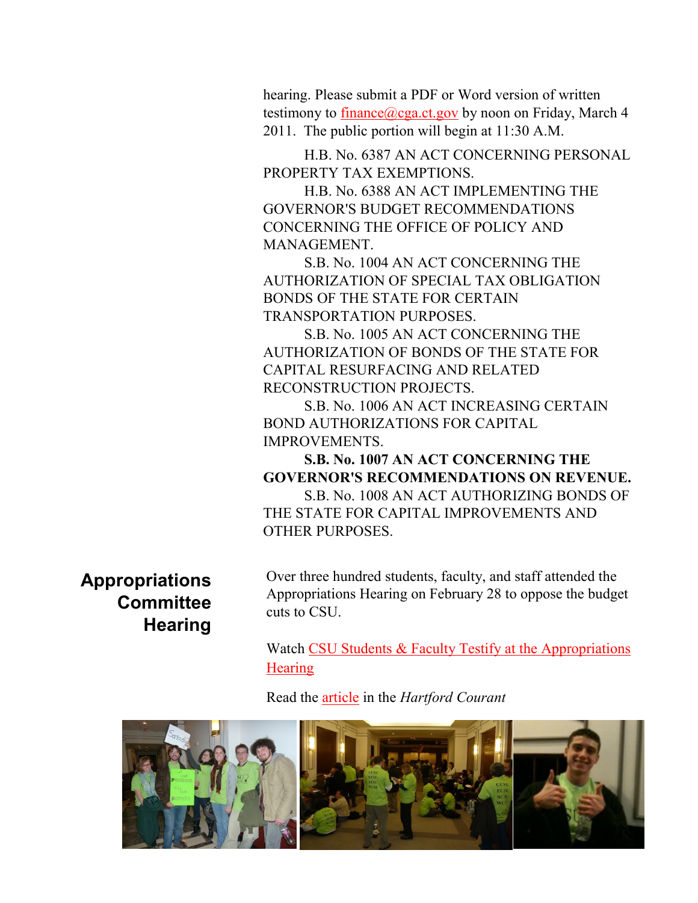hearing. Please submit a PDF or Word version of written testimony to finance@cga.ct.gov by noon on Friday, March 4 2011. The public portion will begin at 11:30 A.M.

H.B. No. 6387 AN ACT CONCERNING PERSONAL PROPERTY TAX EXEMPTIONS.

H.B. No. 6388 AN ACT IMPLEMENTING THE GOVERNOR'S BUDGET RECOMMENDATIONS CONCERNING THE OFFICE OF POLICY AND MANAGEMENT.

S.B. No. 1004 AN ACT CONCERNING THE AUTHORIZATION OF SPECIAL TAX OBLIGATION BONDS OF THE STATE FOR CERTAIN TRANSPORTATION PURPOSES.

S.B. No. 1005 AN ACT CONCERNING THE AUTHORIZATION OF BONDS OF THE STATE FOR CAPITAL RESURFACING AND RELATED RECONSTRUCTION PROJECTS.

S.B. No. 1006 AN ACT INCREASING CERTAIN BOND AUTHORIZATIONS FOR CAPITAL IMPROVEMENTS.

**S.B. No. 1007 AN ACT CONCERNING THE GOVERNOR'S RECOMMENDATIONS ON REVENUE.**

S.B. No. 1008 AN ACT AUTHORIZING BONDS OF THE STATE FOR CAPITAL IMPROVEMENTS AND OTHER PURPOSES.

## Appropriations Committee Hearing

Over three hundred students, faculty, and staff attended the Appropriations Hearing on February 28 to oppose the budget cuts to CSU.

Watch CSU Students & Faculty Testify at the Appropriations Hearing

Read the article in the *Hartford Courant*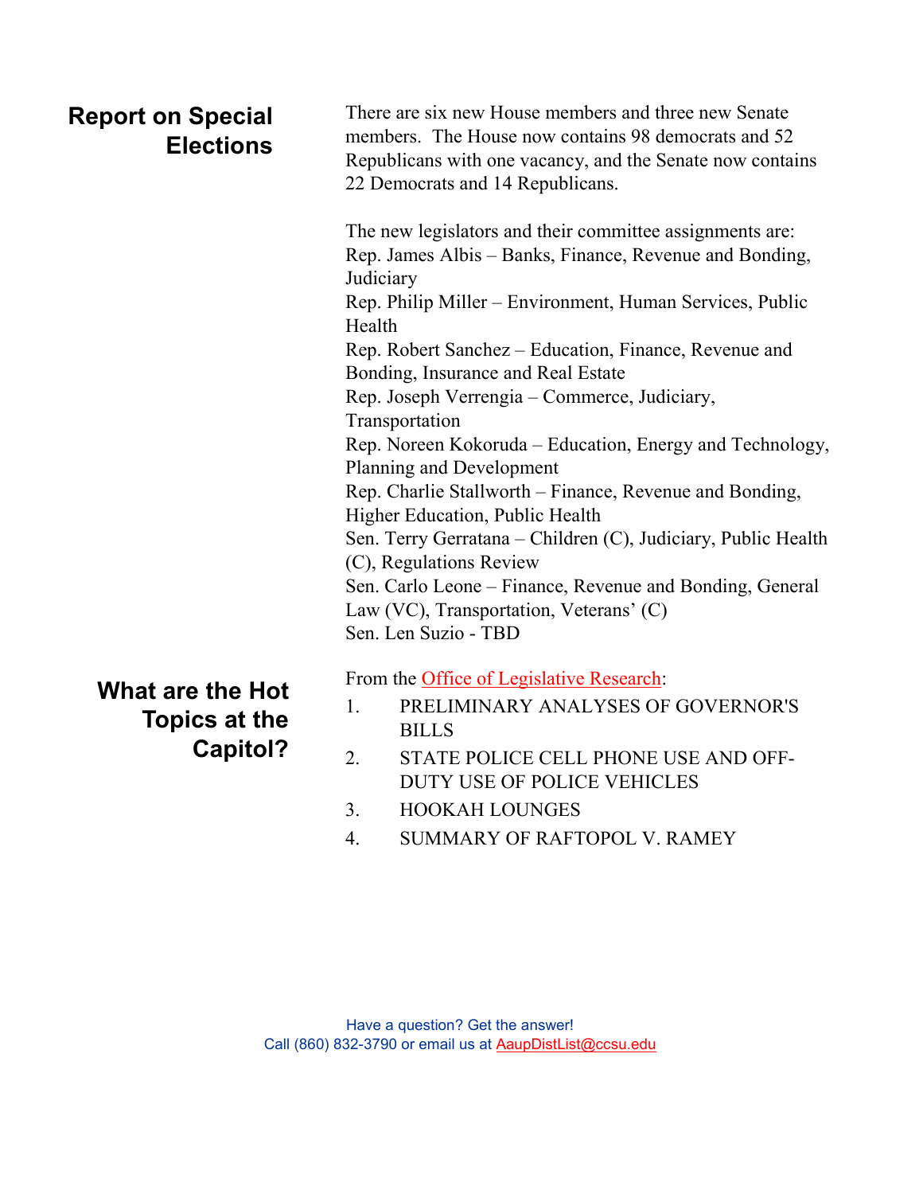## Report on Special Elections

There are six new House members and three new Senate members. The House now contains 98 democrats and 52 Republicans with one vacancy, and the Senate now contains 22 Democrats and 14 Republicans.

The new legislators and their committee assignments are:
Rep. James Albis – Banks, Finance, Revenue and Bonding, Judiciary
Rep. Philip Miller – Environment, Human Services, Public Health
Rep. Robert Sanchez – Education, Finance, Revenue and Bonding, Insurance and Real Estate
Rep. Joseph Verrengia – Commerce, Judiciary, Transportation
Rep. Noreen Kokoruda – Education, Energy and Technology, Planning and Development
Rep. Charlie Stallworth – Finance, Revenue and Bonding, Higher Education, Public Health
Sen. Terry Gerratana – Children (C), Judiciary, Public Health (C), Regulations Review
Sen. Carlo Leone – Finance, Revenue and Bonding, General Law (VC), Transportation, Veterans' (C)
Sen. Len Suzio - TBD

## What are the Hot Topics at the Capitol?

From the Office of Legislative Research:

1. PRELIMINARY ANALYSES OF GOVERNOR'S BILLS
2. STATE POLICE CELL PHONE USE AND OFF-DUTY USE OF POLICE VEHICLES
3. HOOKAH LOUNGES
4. SUMMARY OF RAFTOPOL V. RAMEY

Have a question? Get the answer!
Call (860) 832-3790 or email us at AaupDistList@ccsu.edu